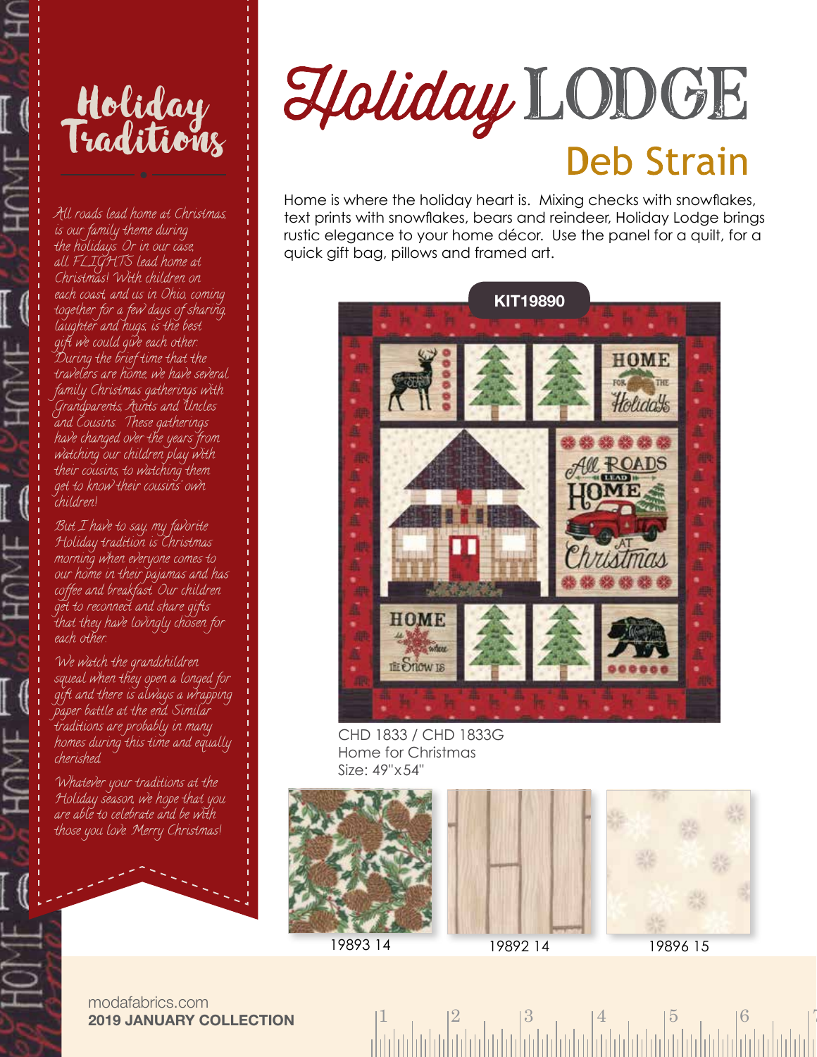# Holiday LODGE

## Deb Strain

Home is where the holiday heart is. Mixing checks with snowflakes, text prints with snowflakes, bears and reindeer, Holiday Lodge brings rustic elegance to your home décor. Use the panel for a quilt, for a quick gift bag, pillows and framed art.

KIT19890

CHD 1833 / CHD 1833G
Home for Christmas
Size: 49"x54"

19893 14

19892 14

19896 15

## Holiday Traditions

*All roads lead home at Christmas, is our family theme during the holidays. Or in our case, all FLIGHTS lead home at Christmas! With children on each coast, and us in Ohio, coming together for a few days of sharing, laughter and hugs, is the best gift we could give each other. During the brief time that the travelers are home, we have several family Christmas gatherings with Grandparents, Aunts and Uncles and Cousins. These gatherings have changed over the years from watching our children play with their cousins, to watching them get to know their cousins' own children!*

*But I have to say, my favorite Holiday tradition is Christmas morning when everyone comes to our home in their pajamas and has coffee and breakfast. Our children get to reconnect and share gifts that they have lovingly chosen for each other.*

*We watch the grandchildren squeal when they open a longed for gift and there is always a wrapping paper battle at the end. Similar traditions are probably in many homes during this time and equally cherished.*

*Whatever your traditions at the Holiday season, we hope that you are able to celebrate and be with those you love. Merry Christmas!*

modafabrics.com
**2019 JANUARY COLLECTION**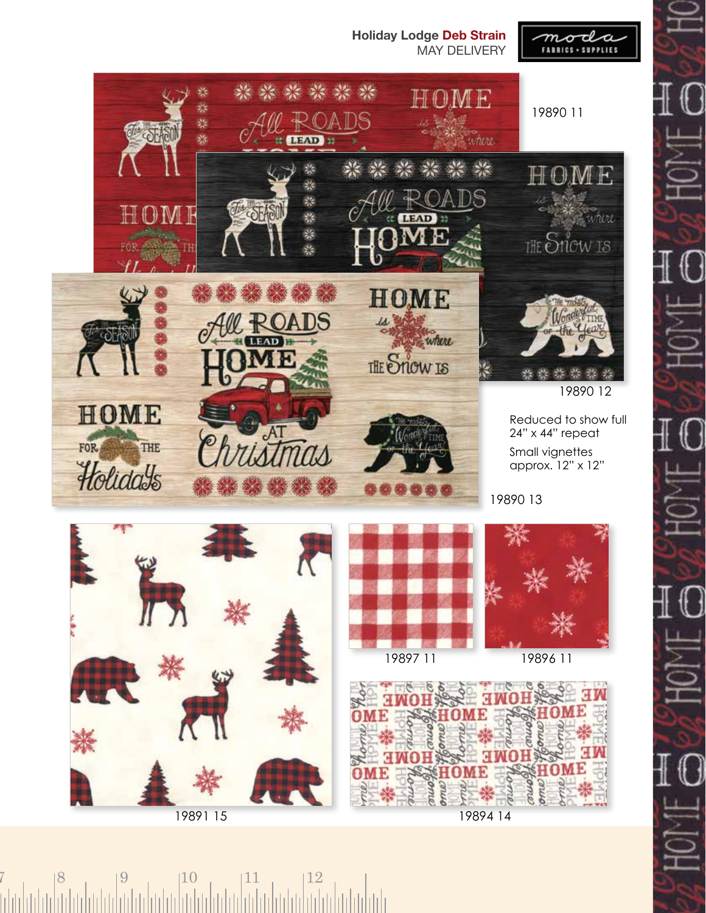Holiday Lodge **Deb Strain**
MAY DELIVERY

19890 11

19890 12

Reduced to show full 24" x 44" repeat

Small vignettes approx. 12" x 12"

19890 13

19891 15

19897 11

19896 11

19894 14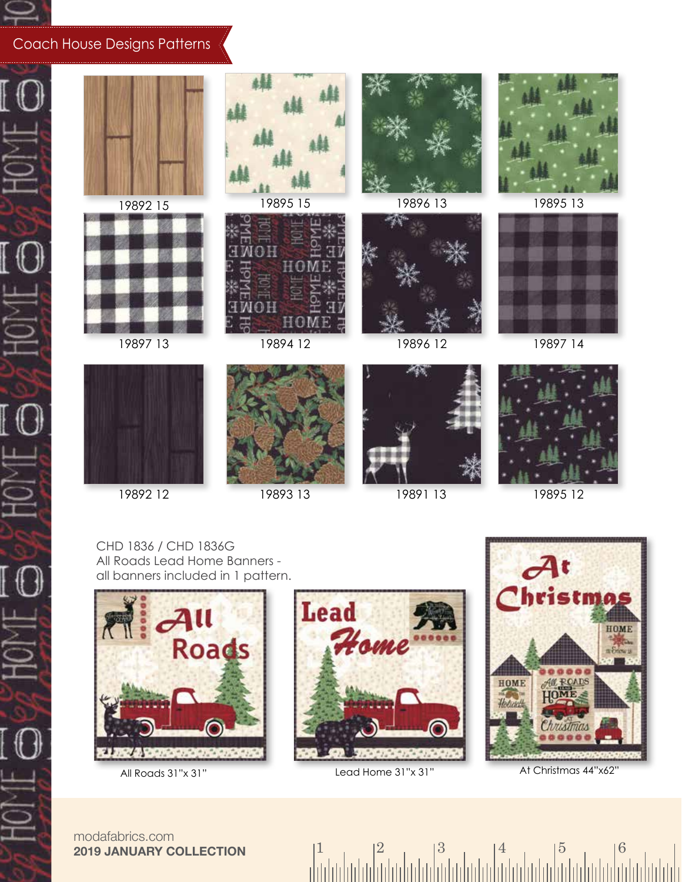## Coach House Designs Patterns

19892 15

19895 15

19896 13

19895 13

19897 13

19894 12

19896 12

19897 14

19892 12

19893 13

19891 13

19895 12

CHD 1836 / CHD 1836G
All Roads Lead Home Banners -
all banners included in 1 pattern.

All Roads 31"x 31"

Lead Home 31"x 31"

At Christmas 44"x62"

modafabrics.com
**2019 JANUARY COLLECTION**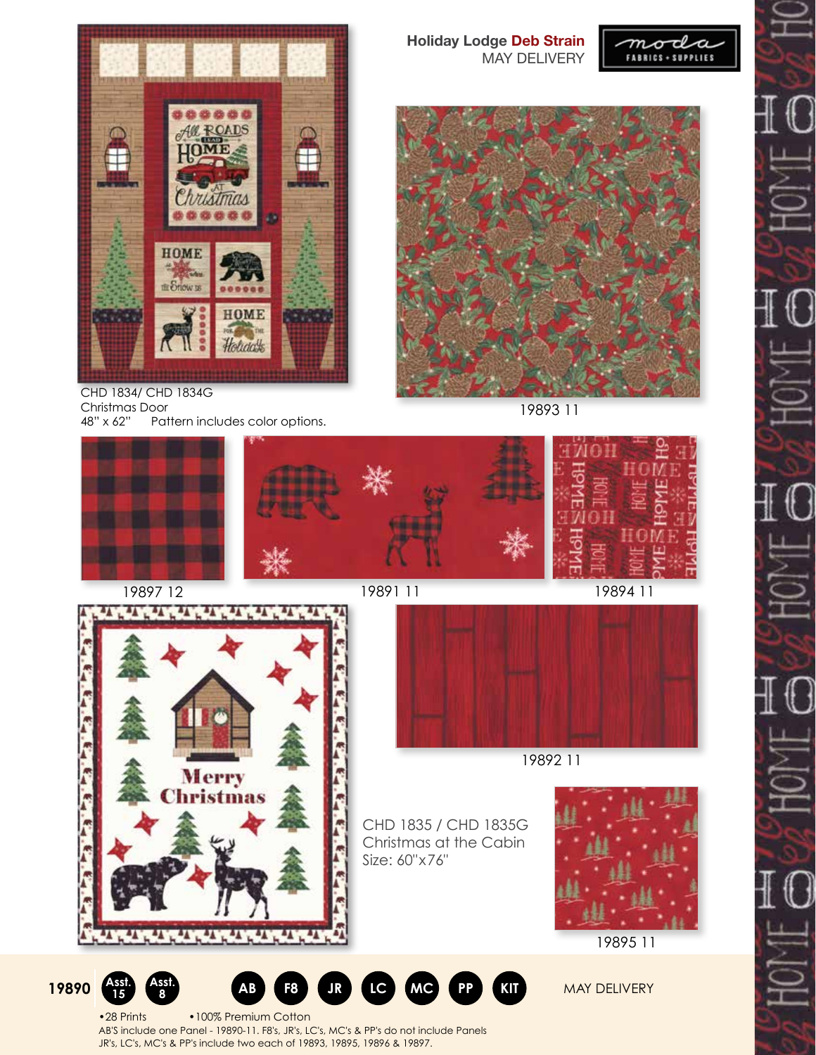**Holiday Lodge** **Deb Strain**
MAY DELIVERY

moda FABRICS • SUPPLIES

CHD 1834/ CHD 1834G
Christmas Door
48" x 62"   Pattern includes color options.

19893 11

19897 12

19891 11

19894 11

19892 11

CHD 1835 / CHD 1835G
Christmas at the Cabin
Size: 60"x76"

19895 11

**19890** Asst. 15 Asst. 8 AB F8 JR LC MC PP KIT MAY DELIVERY

- 28 Prints
- 100% Premium Cotton

AB'S include one Panel - 19890-11. F8's, JR's, LC's, MC's & PP's do not include Panels
JR's, LC's, MC's & PP's include two each of 19893, 19895, 19896 & 19897.